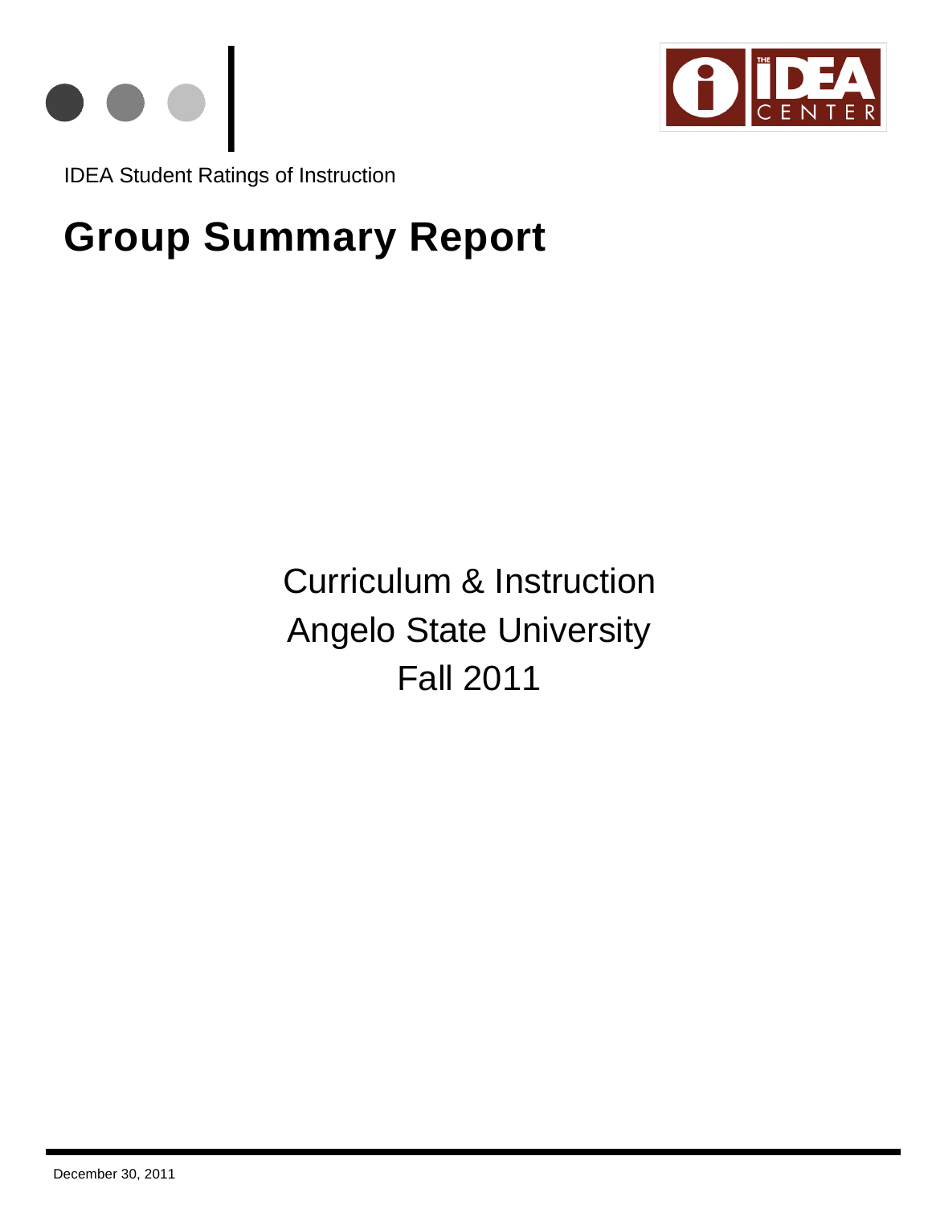IDEA Student Ratings of Instruction

# Group Summary Report

Curriculum & Instruction
Angelo State University
Fall 2011

December 30, 2011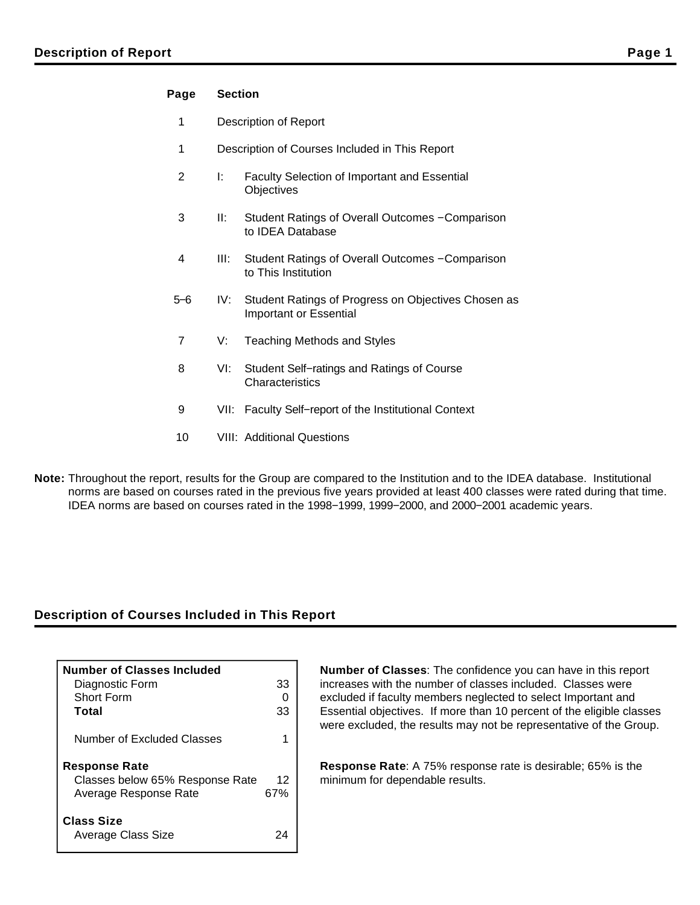## Description of Report

| Page | Section | |
|---|---|---|
| 1 | Description of Report | |
| 1 | Description of Courses Included in This Report | |
| 2 | I: | Faculty Selection of Important and Essential Objectives |
| 3 | II: | Student Ratings of Overall Outcomes −Comparison to IDEA Database |
| 4 | III: | Student Ratings of Overall Outcomes −Comparison to This Institution |
| 5–6 | IV: | Student Ratings of Progress on Objectives Chosen as Important or Essential |
| 7 | V: | Teaching Methods and Styles |
| 8 | VI: | Student Self−ratings and Ratings of Course Characteristics |
| 9 | VII: | Faculty Self−report of the Institutional Context |
| 10 | VIII: | Additional Questions |

**Note:** Throughout the report, results for the Group are compared to the Institution and to the IDEA database. Institutional norms are based on courses rated in the previous five years provided at least 400 classes were rated during that time. IDEA norms are based on courses rated in the 1998−1999, 1999−2000, and 2000−2001 academic years.

## Description of Courses Included in This Report

| **Number of Classes Included** | |
|---|---|
| Diagnostic Form | 33 |
| Short Form | 0 |
| **Total** | 33 |
| Number of Excluded Classes | 1 |
| **Response Rate** | |
| Classes below 65% Response Rate | 12 |
| Average Response Rate | 67% |
| **Class Size** | |
| Average Class Size | 24 |

**Number of Classes**: The confidence you can have in this report increases with the number of classes included. Classes were excluded if faculty members neglected to select Important and Essential objectives. If more than 10 percent of the eligible classes were excluded, the results may not be representative of the Group.

**Response Rate**: A 75% response rate is desirable; 65% is the minimum for dependable results.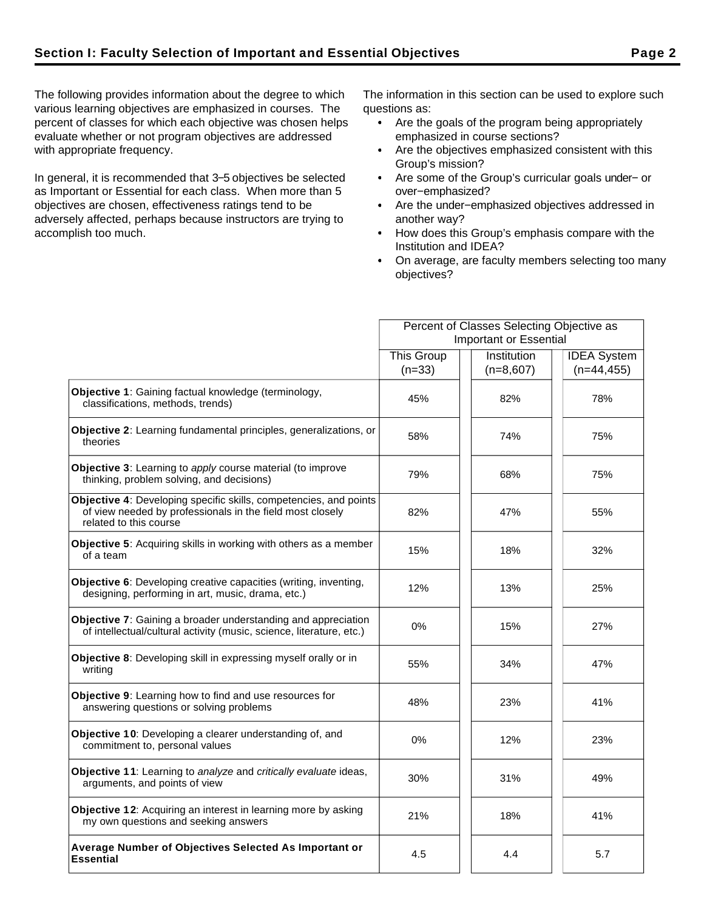## Section I: Faculty Selection of Important and Essential Objectives

The following provides information about the degree to which various learning objectives are emphasized in courses. The percent of classes for which each objective was chosen helps evaluate whether or not program objectives are addressed with appropriate frequency.

In general, it is recommended that 3–5 objectives be selected as Important or Essential for each class. When more than 5 objectives are chosen, effectiveness ratings tend to be adversely affected, perhaps because instructors are trying to accomplish too much.

The information in this section can be used to explore such questions as:

- Are the goals of the program being appropriately emphasized in course sections?
- Are the objectives emphasized consistent with this Group's mission?
- Are some of the Group's curricular goals under− or over−emphasized?
- Are the under−emphasized objectives addressed in another way?
- How does this Group's emphasis compare with the Institution and IDEA?
- On average, are faculty members selecting too many objectives?

| | Percent of Classes Selecting Objective as Important or Essential | | |
|---|---|---|---|
| | This Group (n=33) | Institution (n=8,607) | IDEA System (n=44,455) |
| **Objective 1**: Gaining factual knowledge (terminology, classifications, methods, trends) | 45% | 82% | 78% |
| **Objective 2**: Learning fundamental principles, generalizations, or theories | 58% | 74% | 75% |
| **Objective 3**: Learning to *apply* course material (to improve thinking, problem solving, and decisions) | 79% | 68% | 75% |
| **Objective 4**: Developing specific skills, competencies, and points of view needed by professionals in the field most closely related to this course | 82% | 47% | 55% |
| **Objective 5**: Acquiring skills in working with others as a member of a team | 15% | 18% | 32% |
| **Objective 6**: Developing creative capacities (writing, inventing, designing, performing in art, music, drama, etc.) | 12% | 13% | 25% |
| **Objective 7**: Gaining a broader understanding and appreciation of intellectual/cultural activity (music, science, literature, etc.) | 0% | 15% | 27% |
| **Objective 8**: Developing skill in expressing myself orally or in writing | 55% | 34% | 47% |
| **Objective 9**: Learning how to find and use resources for answering questions or solving problems | 48% | 23% | 41% |
| **Objective 10**: Developing a clearer understanding of, and commitment to, personal values | 0% | 12% | 23% |
| **Objective 11**: Learning to *analyze* and *critically evaluate* ideas, arguments, and points of view | 30% | 31% | 49% |
| **Objective 12**: Acquiring an interest in learning more by asking my own questions and seeking answers | 21% | 18% | 41% |
| **Average Number of Objectives Selected As Important or Essential** | 4.5 | 4.4 | 5.7 |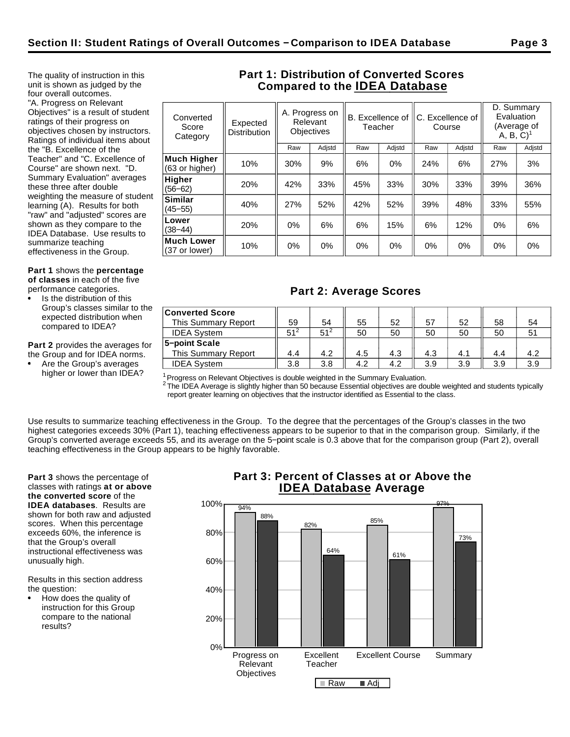## Section II: Student Ratings of Overall Outcomes – Comparison to IDEA Database

The quality of instruction in this unit is shown as judged by the four overall outcomes. "A. Progress on Relevant Objectives" is a result of student ratings of their progress on objectives chosen by instructors. Ratings of individual items about the "B. Excellence of the Teacher" and "C. Excellence of Course" are shown next. "D. Summary Evaluation" averages these three after double weighting the measure of student learning (A). Results for both "raw" and "adjusted" scores are shown as they compare to the IDEA Database. Use results to summarize teaching effectiveness in the Group.

**Part 1** shows the **percentage of classes** in each of the five performance categories.

- Is the distribution of this Group's classes similar to the expected distribution when compared to IDEA?

**Part 2** provides the averages for the Group and for IDEA norms.

- Are the Group's averages higher or lower than IDEA?

### Part 1: Distribution of Converted Scores Compared to the IDEA Database

| Converted Score Category | Expected Distribution | A. Progress on Relevant Objectives | | B. Excellence of Teacher | | C. Excellence of Course | | D. Summary Evaluation (Average of A, B, C)[1] | |
|---|---|---|---|---|---|---|---|---|---|
| | | Raw | Adjstd | Raw | Adjstd | Raw | Adjstd | Raw | Adjstd |
| **Much Higher** (63 or higher) | 10% | 30% | 9% | 6% | 0% | 24% | 6% | 27% | 3% |
| **Higher** (56–62) | 20% | 42% | 33% | 45% | 33% | 30% | 33% | 39% | 36% |
| **Similar** (45–55) | 40% | 27% | 52% | 42% | 52% | 39% | 48% | 33% | 55% |
| **Lower** (38–44) | 20% | 0% | 6% | 6% | 15% | 6% | 12% | 0% | 6% |
| **Much Lower** (37 or lower) | 10% | 0% | 0% | 0% | 0% | 0% | 0% | 0% | 0% |

### Part 2: Average Scores

| | A. Raw | A. Adjstd | B. Raw | B. Adjstd | C. Raw | C. Adjstd | D. Raw | D. Adjstd |
|---|---|---|---|---|---|---|---|---|
| **Converted Score** | | | | | | | | |
| This Summary Report | 59 | 54 | 55 | 52 | 57 | 52 | 58 | 54 |
| IDEA System | 51[2] | 51[2] | 50 | 50 | 50 | 50 | 50 | 51 |
| **5–point Scale** | | | | | | | | |
| This Summary Report | 4.4 | 4.2 | 4.5 | 4.3 | 4.3 | 4.1 | 4.4 | 4.2 |
| IDEA System | 3.8 | 3.8 | 4.2 | 4.2 | 3.9 | 3.9 | 3.9 | 3.9 |

[1] Progress on Relevant Objectives is double weighted in the Summary Evaluation.

[2] The IDEA Average is slightly higher than 50 because Essential objectives are double weighted and students typically report greater learning on objectives that the instructor identified as Essential to the class.

Use results to summarize teaching effectiveness in the Group. To the degree that the percentages of the Group's classes in the two highest categories exceeds 30% (Part 1), teaching effectiveness appears to be superior to that in the comparison group. Similarly, if the Group's converted average exceeds 55, and its average on the 5–point scale is 0.3 above that for the comparison group (Part 2), overall teaching effectiveness in the Group appears to be highly favorable.

**Part 3** shows the percentage of classes with ratings **at or above the converted score** of the **IDEA databases**. Results are shown for both raw and adjusted scores. When this percentage exceeds 60%, the inference is that the Group's overall instructional effectiveness was unusually high.

Results in this section address the question:

- How does the quality of instruction for this Group compare to the national results?

### Part 3: Percent of Classes at or Above the IDEA Database Average

| | Raw | Adj |
|---|---|---|
| Progress on Relevant Objectives | 94% | 88% |
| Excellent Teacher | 82% | 64% |
| Excellent Course | 85% | 61% |
| Summary | 97% | 73% |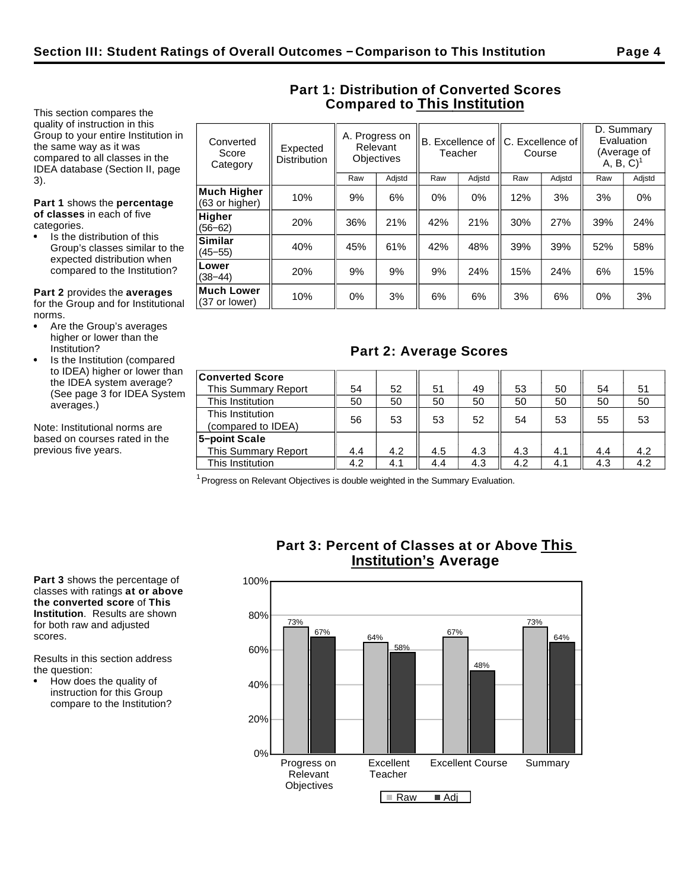## Section III: Student Ratings of Overall Outcomes − Comparison to This Institution

This section compares the quality of instruction in this Group to your entire Institution in the same way as it was compared to all classes in the IDEA database (Section II, page 3).

**Part 1** shows the **percentage of classes** in each of five categories.

- Is the distribution of this Group's classes similar to the expected distribution when compared to the Institution?

**Part 2** provides the **averages** for the Group and for Institutional norms.

- Are the Group's averages higher or lower than the Institution?
- Is the Institution (compared to IDEA) higher or lower than the IDEA system average? (See page 3 for IDEA System averages.)

Note: Institutional norms are based on courses rated in the previous five years.

### Part 1: Distribution of Converted Scores Compared to This Institution

| Converted Score Category | Expected Distribution | A. Progress on Relevant Objectives | | B. Excellence of Teacher | | C. Excellence of Course | | D. Summary Evaluation (Average of A, B, C)[1] | |
|---|---|---|---|---|---|---|---|---|---|
| | | Raw | Adjstd | Raw | Adjstd | Raw | Adjstd | Raw | Adjstd |
| **Much Higher** (63 or higher) | 10% | 9% | 6% | 0% | 0% | 12% | 3% | 3% | 0% |
| **Higher** (56−62) | 20% | 36% | 21% | 42% | 21% | 30% | 27% | 39% | 24% |
| **Similar** (45−55) | 40% | 45% | 61% | 42% | 48% | 39% | 39% | 52% | 58% |
| **Lower** (38−44) | 20% | 9% | 9% | 9% | 24% | 15% | 24% | 6% | 15% |
| **Much Lower** (37 or lower) | 10% | 0% | 3% | 6% | 6% | 3% | 6% | 0% | 3% |

### Part 2: Average Scores

| | A. Raw | A. Adjstd | B. Raw | B. Adjstd | C. Raw | C. Adjstd | D. Raw | D. Adjstd |
|---|---|---|---|---|---|---|---|---|
| **Converted Score** | | | | | | | | |
| This Summary Report | 54 | 52 | 51 | 49 | 53 | 50 | 54 | 51 |
| This Institution | 50 | 50 | 50 | 50 | 50 | 50 | 50 | 50 |
| This Institution (compared to IDEA) | 56 | 53 | 53 | 52 | 54 | 53 | 55 | 53 |
| **5−point Scale** | | | | | | | | |
| This Summary Report | 4.4 | 4.2 | 4.5 | 4.3 | 4.3 | 4.1 | 4.4 | 4.2 |
| This Institution | 4.2 | 4.1 | 4.4 | 4.3 | 4.2 | 4.1 | 4.3 | 4.2 |

[1] Progress on Relevant Objectives is double weighted in the Summary Evaluation.

**Part 3** shows the percentage of classes with ratings **at or above the converted score** of **This Institution**. Results are shown for both raw and adjusted scores.

Results in this section address the question:

- How does the quality of instruction for this Group compare to the Institution?

### Part 3: Percent of Classes at or Above This Institution's Average

| | Raw | Adj |
|---|---|---|
| Progress on Relevant Objectives | 73% | 67% |
| Excellent Teacher | 64% | 58% |
| Excellent Course | 67% | 48% |
| Summary | 73% | 64% |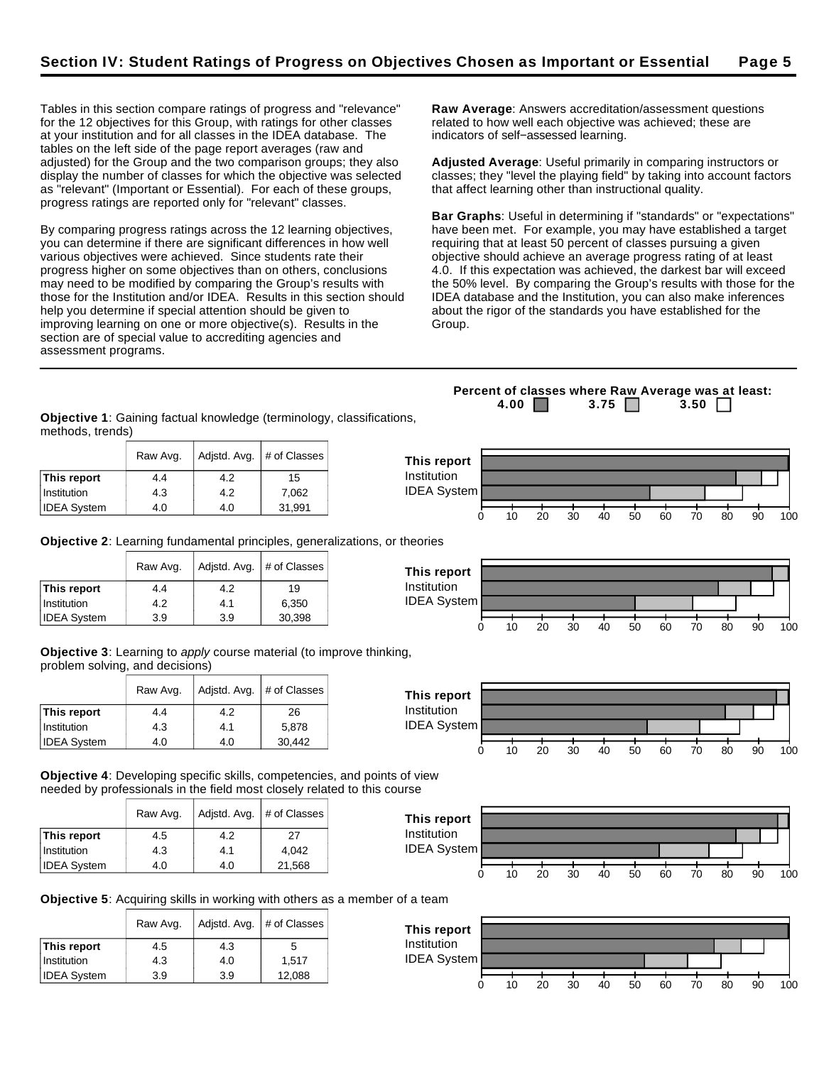## Section IV: Student Ratings of Progress on Objectives Chosen as Important or Essential

Tables in this section compare ratings of progress and "relevance" for the 12 objectives for this Group, with ratings for other classes at your institution and for all classes in the IDEA database. The tables on the left side of the page report averages (raw and adjusted) for the Group and the two comparison groups; they also display the number of classes for which the objective was selected as "relevant" (Important or Essential). For each of these groups, progress ratings are reported only for "relevant" classes.

By comparing progress ratings across the 12 learning objectives, you can determine if there are significant differences in how well various objectives were achieved. Since students rate their progress higher on some objectives than on others, conclusions may need to be modified by comparing the Group's results with those for the Institution and/or IDEA. Results in this section should help you determine if special attention should be given to improving learning on one or more objective(s). Results in the section are of special value to accrediting agencies and assessment programs.

**Raw Average**: Answers accreditation/assessment questions related to how well each objective was achieved; these are indicators of self−assessed learning.

**Adjusted Average**: Useful primarily in comparing instructors or classes; they "level the playing field" by taking into account factors that affect learning other than instructional quality.

**Bar Graphs**: Useful in determining if "standards" or "expectations" have been met. For example, you may have established a target requiring that at least 50 percent of classes pursuing a given objective should achieve an average progress rating of at least 4.0. If this expectation was achieved, the darkest bar will exceed the 50% level. By comparing the Group's results with those for the IDEA database and the Institution, you can also make inferences about the rigor of the standards you have established for the Group.

**Percent of classes where Raw Average was at least: 4.00, 3.75, 3.50**

**Objective 1**: Gaining factual knowledge (terminology, classifications, methods, trends)

| | Raw Avg. | Adjstd. Avg. | # of Classes |
|---|---|---|---|
| **This report** | 4.4 | 4.2 | 15 |
| Institution | 4.3 | 4.2 | 7,062 |
| IDEA System | 4.0 | 4.0 | 31,991 |

**Objective 2**: Learning fundamental principles, generalizations, or theories

| | Raw Avg. | Adjstd. Avg. | # of Classes |
|---|---|---|---|
| **This report** | 4.4 | 4.2 | 19 |
| Institution | 4.2 | 4.1 | 6,350 |
| IDEA System | 3.9 | 3.9 | 30,398 |

**Objective 3**: Learning to *apply* course material (to improve thinking, problem solving, and decisions)

| | Raw Avg. | Adjstd. Avg. | # of Classes |
|---|---|---|---|
| **This report** | 4.4 | 4.2 | 26 |
| Institution | 4.3 | 4.1 | 5,878 |
| IDEA System | 4.0 | 4.0 | 30,442 |

**Objective 4**: Developing specific skills, competencies, and points of view needed by professionals in the field most closely related to this course

| | Raw Avg. | Adjstd. Avg. | # of Classes |
|---|---|---|---|
| **This report** | 4.5 | 4.2 | 27 |
| Institution | 4.3 | 4.1 | 4,042 |
| IDEA System | 4.0 | 4.0 | 21,568 |

**Objective 5**: Acquiring skills in working with others as a member of a team

| | Raw Avg. | Adjstd. Avg. | # of Classes |
|---|---|---|---|
| **This report** | 4.5 | 4.3 | 5 |
| Institution | 4.3 | 4.0 | 1,517 |
| IDEA System | 3.9 | 3.9 | 12,088 |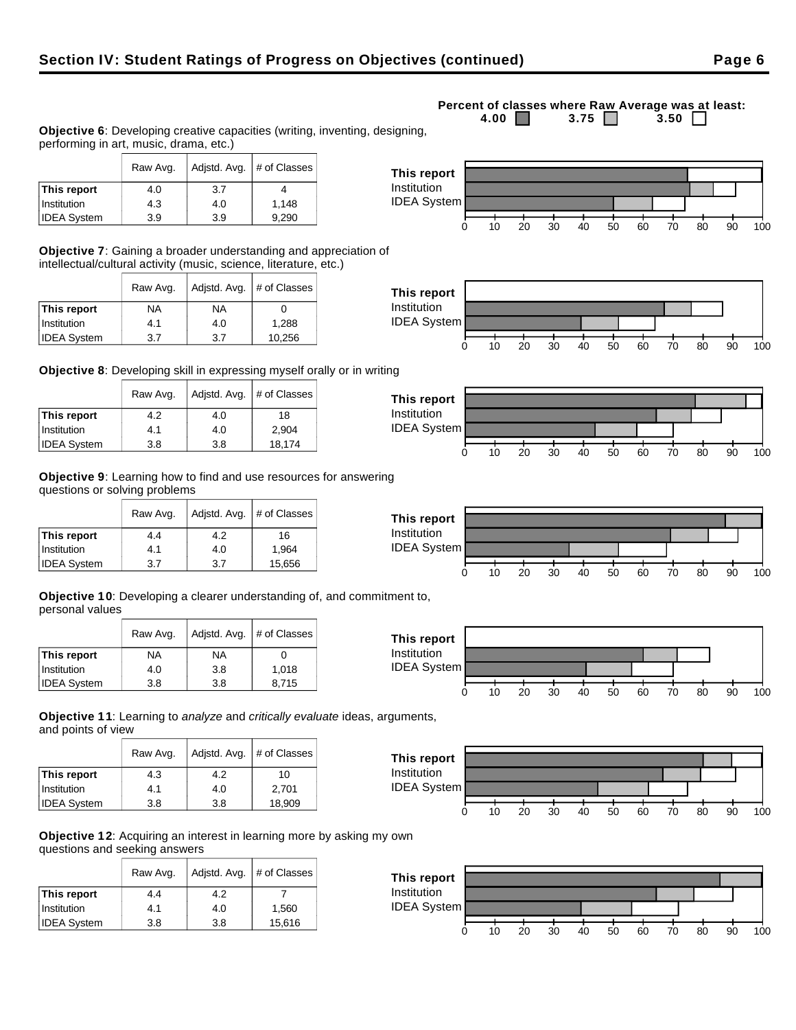## Section IV: Student Ratings of Progress on Objectives (continued)

Percent of classes where Raw Average was at least: 4.00 ■ 3.75 ■ 3.50 □

**Objective 6**: Developing creative capacities (writing, inventing, designing, performing in art, music, drama, etc.)

| | Raw Avg. | Adjstd. Avg. | # of Classes |
|---|---|---|---|
| **This report** | 4.0 | 3.7 | 4 |
| Institution | 4.3 | 4.0 | 1,148 |
| IDEA System | 3.9 | 3.9 | 9,290 |

**Objective 7**: Gaining a broader understanding and appreciation of intellectual/cultural activity (music, science, literature, etc.)

| | Raw Avg. | Adjstd. Avg. | # of Classes |
|---|---|---|---|
| **This report** | NA | NA | 0 |
| Institution | 4.1 | 4.0 | 1,288 |
| IDEA System | 3.7 | 3.7 | 10,256 |

**Objective 8**: Developing skill in expressing myself orally or in writing

| | Raw Avg. | Adjstd. Avg. | # of Classes |
|---|---|---|---|
| **This report** | 4.2 | 4.0 | 18 |
| Institution | 4.1 | 4.0 | 2,904 |
| IDEA System | 3.8 | 3.8 | 18,174 |

**Objective 9**: Learning how to find and use resources for answering questions or solving problems

| | Raw Avg. | Adjstd. Avg. | # of Classes |
|---|---|---|---|
| **This report** | 4.4 | 4.2 | 16 |
| Institution | 4.1 | 4.0 | 1,964 |
| IDEA System | 3.7 | 3.7 | 15,656 |

**Objective 10**: Developing a clearer understanding of, and commitment to, personal values

| | Raw Avg. | Adjstd. Avg. | # of Classes |
|---|---|---|---|
| **This report** | NA | NA | 0 |
| Institution | 4.0 | 3.8 | 1,018 |
| IDEA System | 3.8 | 3.8 | 8,715 |

**Objective 11**: Learning to *analyze* and *critically evaluate* ideas, arguments, and points of view

| | Raw Avg. | Adjstd. Avg. | # of Classes |
|---|---|---|---|
| **This report** | 4.3 | 4.2 | 10 |
| Institution | 4.1 | 4.0 | 2,701 |
| IDEA System | 3.8 | 3.8 | 18,909 |

**Objective 12**: Acquiring an interest in learning more by asking my own questions and seeking answers

| | Raw Avg. | Adjstd. Avg. | # of Classes |
|---|---|---|---|
| **This report** | 4.4 | 4.2 | 7 |
| Institution | 4.1 | 4.0 | 1,560 |
| IDEA System | 3.8 | 3.8 | 15,616 |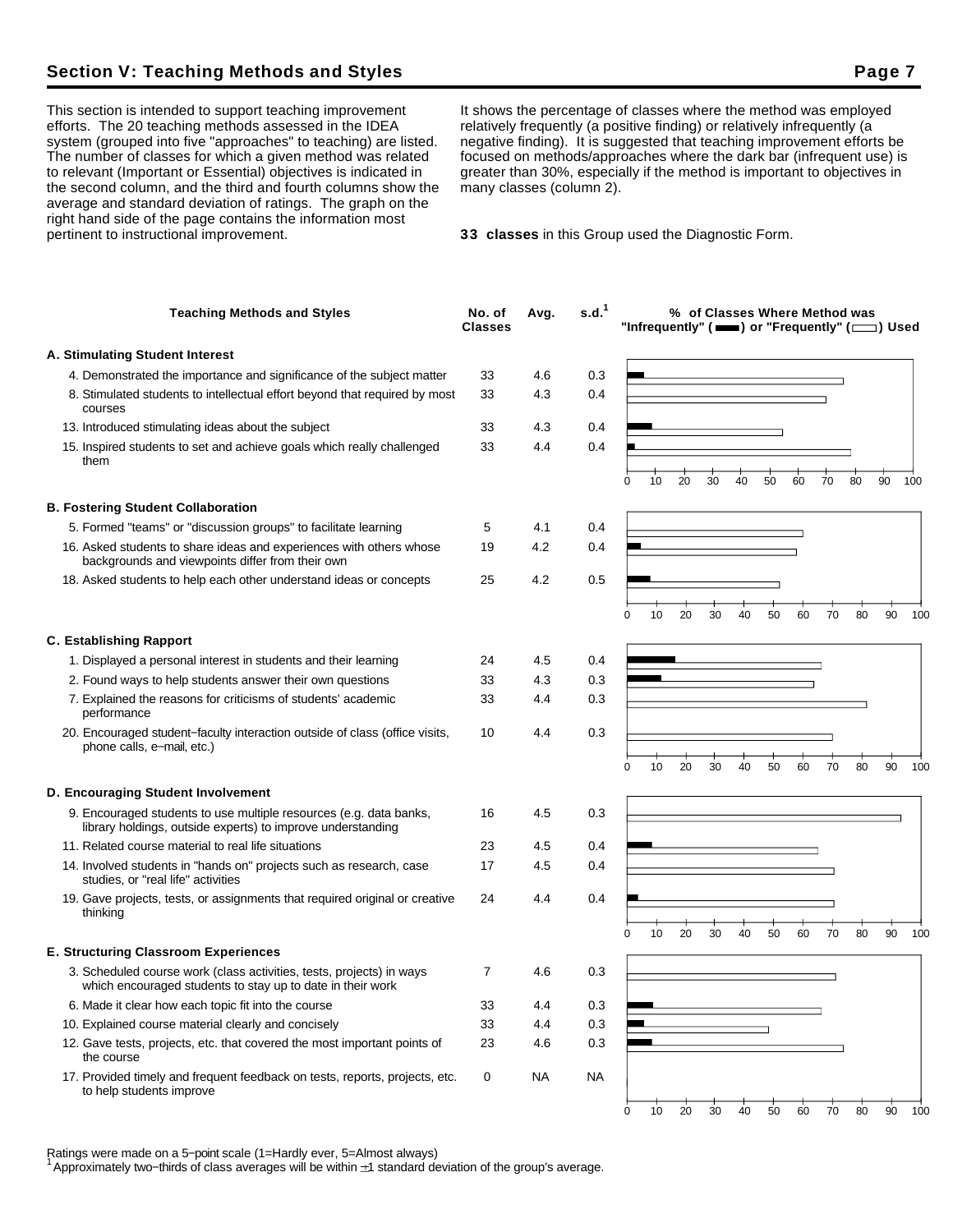## Section V: Teaching Methods and Styles

This section is intended to support teaching improvement efforts. The 20 teaching methods assessed in the IDEA system (grouped into five "approaches" to teaching) are listed. The number of classes for which a given method was related to relevant (Important or Essential) objectives is indicated in the second column, and the third and fourth columns show the average and standard deviation of ratings. The graph on the right hand side of the page contains the information most pertinent to instructional improvement. It shows the percentage of classes where the method was employed relatively frequently (a positive finding) or relatively infrequently (a negative finding). It is suggested that teaching improvement efforts be focused on methods/approaches where the dark bar (infrequent use) is greater than 30%, especially if the method is important to objectives in many classes (column 2).

**33 classes** in this Group used the Diagnostic Form.

| Teaching Methods and Styles | No. of Classes | Avg. | s.d.[1] |
|---|---|---|---|
| **A. Stimulating Student Interest** | | | |
| 4. Demonstrated the importance and significance of the subject matter | 33 | 4.6 | 0.3 |
| 8. Stimulated students to intellectual effort beyond that required by most courses | 33 | 4.3 | 0.4 |
| 13. Introduced stimulating ideas about the subject | 33 | 4.3 | 0.4 |
| 15. Inspired students to set and achieve goals which really challenged them | 33 | 4.4 | 0.4 |
| **B. Fostering Student Collaboration** | | | |
| 5. Formed "teams" or "discussion groups" to facilitate learning | 5 | 4.1 | 0.4 |
| 16. Asked students to share ideas and experiences with others whose backgrounds and viewpoints differ from their own | 19 | 4.2 | 0.4 |
| 18. Asked students to help each other understand ideas or concepts | 25 | 4.2 | 0.5 |
| **C. Establishing Rapport** | | | |
| 1. Displayed a personal interest in students and their learning | 24 | 4.5 | 0.4 |
| 2. Found ways to help students answer their own questions | 33 | 4.3 | 0.3 |
| 7. Explained the reasons for criticisms of students' academic performance | 33 | 4.4 | 0.3 |
| 20. Encouraged student-faculty interaction outside of class (office visits, phone calls, e-mail, etc.) | 10 | 4.4 | 0.3 |
| **D. Encouraging Student Involvement** | | | |
| 9. Encouraged students to use multiple resources (e.g. data banks, library holdings, outside experts) to improve understanding | 16 | 4.5 | 0.3 |
| 11. Related course material to real life situations | 23 | 4.5 | 0.4 |
| 14. Involved students in "hands on" projects such as research, case studies, or "real life" activities | 17 | 4.5 | 0.4 |
| 19. Gave projects, tests, or assignments that required original or creative thinking | 24 | 4.4 | 0.4 |
| **E. Structuring Classroom Experiences** | | | |
| 3. Scheduled course work (class activities, tests, projects) in ways which encouraged students to stay up to date in their work | 7 | 4.6 | 0.3 |
| 6. Made it clear how each topic fit into the course | 33 | 4.4 | 0.3 |
| 10. Explained course material clearly and concisely | 33 | 4.4 | 0.3 |
| 12. Gave tests, projects, etc. that covered the most important points of the course | 23 | 4.6 | 0.3 |
| 17. Provided timely and frequent feedback on tests, reports, projects, etc. to help students improve | 0 | NA | NA |

% of Classes Where Method was "Infrequently" (dark bar) or "Frequently" (open bar) Used

Ratings were made on a 5-point scale (1=Hardly ever, 5=Almost always)

[1] Approximately two-thirds of class averages will be within ±1 standard deviation of the group's average.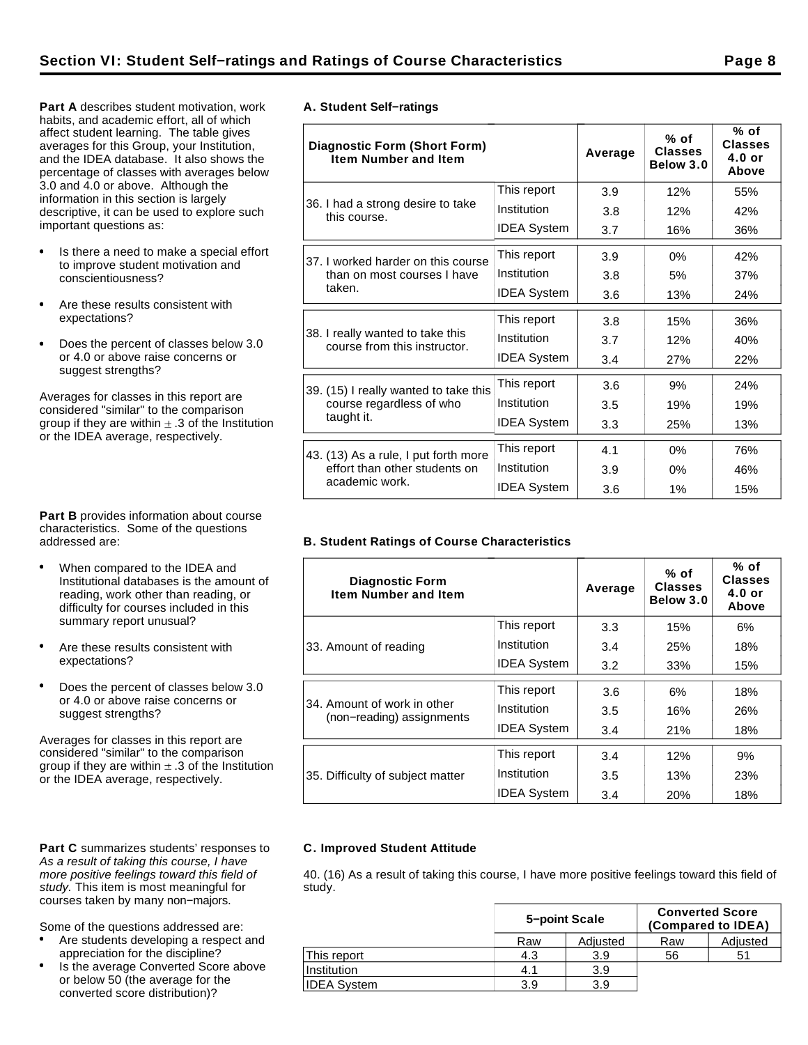## Section VI: Student Self−ratings and Ratings of Course Characteristics

**Part A** describes student motivation, work habits, and academic effort, all of which affect student learning. The table gives averages for this Group, your Institution, and the IDEA database. It also shows the percentage of classes with averages below 3.0 and 4.0 or above. Although the information in this section is largely descriptive, it can be used to explore such important questions as:

- Is there a need to make a special effort to improve student motivation and conscientiousness?
- Are these results consistent with expectations?
- Does the percent of classes below 3.0 or 4.0 or above raise concerns or suggest strengths?

Averages for classes in this report are considered "similar" to the comparison group if they are within ± .3 of the Institution or the IDEA average, respectively.

### A. Student Self−ratings

| Diagnostic Form (Short Form) Item Number and Item | | Average | % of Classes Below 3.0 | % of Classes 4.0 or Above |
|---|---|---|---|---|
| 36. I had a strong desire to take this course. | This report | 3.9 | 12% | 55% |
| | Institution | 3.8 | 12% | 42% |
| | IDEA System | 3.7 | 16% | 36% |
| 37. I worked harder on this course than on most courses I have taken. | This report | 3.9 | 0% | 42% |
| | Institution | 3.8 | 5% | 37% |
| | IDEA System | 3.6 | 13% | 24% |
| 38. I really wanted to take this course from this instructor. | This report | 3.8 | 15% | 36% |
| | Institution | 3.7 | 12% | 40% |
| | IDEA System | 3.4 | 27% | 22% |
| 39. (15) I really wanted to take this course regardless of who taught it. | This report | 3.6 | 9% | 24% |
| | Institution | 3.5 | 19% | 19% |
| | IDEA System | 3.3 | 25% | 13% |
| 43. (13) As a rule, I put forth more effort than other students on academic work. | This report | 4.1 | 0% | 76% |
| | Institution | 3.9 | 0% | 46% |
| | IDEA System | 3.6 | 1% | 15% |

**Part B** provides information about course characteristics. Some of the questions addressed are:

- When compared to the IDEA and Institutional databases is the amount of reading, work other than reading, or difficulty for courses included in this summary report unusual?
- Are these results consistent with expectations?
- Does the percent of classes below 3.0 or 4.0 or above raise concerns or suggest strengths?

Averages for classes in this report are considered "similar" to the comparison group if they are within ± .3 of the Institution or the IDEA average, respectively.

### B. Student Ratings of Course Characteristics

| Diagnostic Form Item Number and Item | | Average | % of Classes Below 3.0 | % of Classes 4.0 or Above |
|---|---|---|---|---|
| 33. Amount of reading | This report | 3.3 | 15% | 6% |
| | Institution | 3.4 | 25% | 18% |
| | IDEA System | 3.2 | 33% | 15% |
| 34. Amount of work in other (non−reading) assignments | This report | 3.6 | 6% | 18% |
| | Institution | 3.5 | 16% | 26% |
| | IDEA System | 3.4 | 21% | 18% |
| 35. Difficulty of subject matter | This report | 3.4 | 12% | 9% |
| | Institution | 3.5 | 13% | 23% |
| | IDEA System | 3.4 | 20% | 18% |

**Part C** summarizes students' responses to *As a result of taking this course, I have more positive feelings toward this field of study.* This item is most meaningful for courses taken by many non−majors.

Some of the questions addressed are:

- Are students developing a respect and appreciation for the discipline?
- Is the average Converted Score above or below 50 (the average for the converted score distribution)?

### C. Improved Student Attitude

40. (16) As a result of taking this course, I have more positive feelings toward this field of study.

| | 5−point Scale | | Converted Score (Compared to IDEA) | |
|---|---|---|---|---|
| | Raw | Adjusted | Raw | Adjusted |
| This report | 4.3 | 3.9 | 56 | 51 |
| Institution | 4.1 | 3.9 | | |
| IDEA System | 3.9 | 3.9 | | |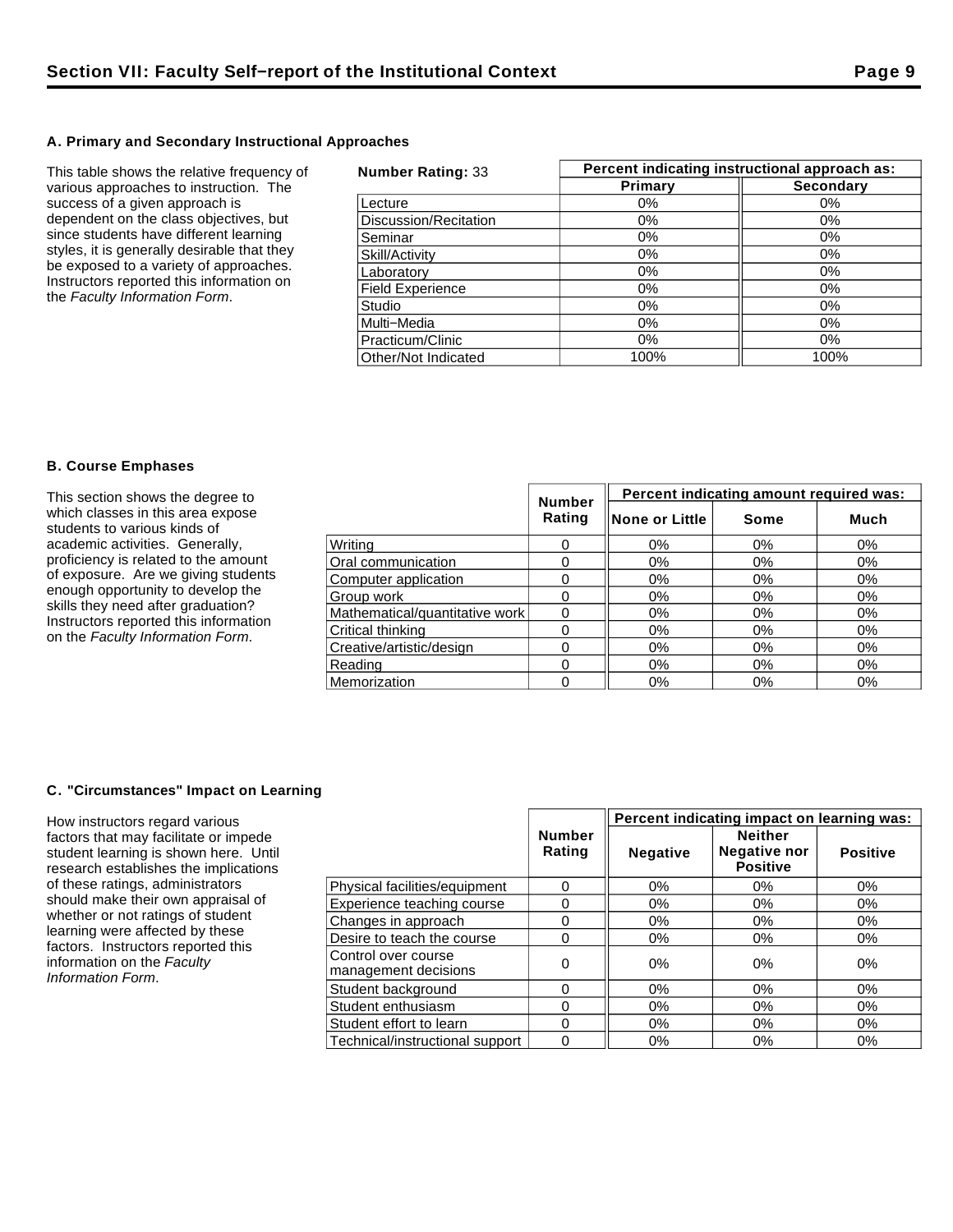## Section VII: Faculty Self–report of the Institutional Context

### A. Primary and Secondary Instructional Approaches

This table shows the relative frequency of various approaches to instruction. The success of a given approach is dependent on the class objectives, but since students have different learning styles, it is generally desirable that they be exposed to a variety of approaches. Instructors reported this information on the *Faculty Information Form*.

| **Number Rating:** 33 | Percent indicating instructional approach as: | |
|---|---|---|
| | Primary | Secondary |
| Lecture | 0% | 0% |
| Discussion/Recitation | 0% | 0% |
| Seminar | 0% | 0% |
| Skill/Activity | 0% | 0% |
| Laboratory | 0% | 0% |
| Field Experience | 0% | 0% |
| Studio | 0% | 0% |
| Multi–Media | 0% | 0% |
| Practicum/Clinic | 0% | 0% |
| Other/Not Indicated | 100% | 100% |

### B. Course Emphases

This section shows the degree to which classes in this area expose students to various kinds of academic activities. Generally, proficiency is related to the amount of exposure. Are we giving students enough opportunity to develop the skills they need after graduation? Instructors reported this information on the *Faculty Information Form*.

| | Number Rating | Percent indicating amount required was: | | |
|---|---|---|---|---|
| | | None or Little | Some | Much |
| Writing | 0 | 0% | 0% | 0% |
| Oral communication | 0 | 0% | 0% | 0% |
| Computer application | 0 | 0% | 0% | 0% |
| Group work | 0 | 0% | 0% | 0% |
| Mathematical/quantitative work | 0 | 0% | 0% | 0% |
| Critical thinking | 0 | 0% | 0% | 0% |
| Creative/artistic/design | 0 | 0% | 0% | 0% |
| Reading | 0 | 0% | 0% | 0% |
| Memorization | 0 | 0% | 0% | 0% |

### C. "Circumstances" Impact on Learning

How instructors regard various factors that may facilitate or impede student learning is shown here. Until research establishes the implications of these ratings, administrators should make their own appraisal of whether or not ratings of student learning were affected by these factors. Instructors reported this information on the *Faculty Information Form*.

| | Number Rating | Percent indicating impact on learning was: | | |
|---|---|---|---|---|
| | | Negative | Neither Negative nor Positive | Positive |
| Physical facilities/equipment | 0 | 0% | 0% | 0% |
| Experience teaching course | 0 | 0% | 0% | 0% |
| Changes in approach | 0 | 0% | 0% | 0% |
| Desire to teach the course | 0 | 0% | 0% | 0% |
| Control over course management decisions | 0 | 0% | 0% | 0% |
| Student background | 0 | 0% | 0% | 0% |
| Student enthusiasm | 0 | 0% | 0% | 0% |
| Student effort to learn | 0 | 0% | 0% | 0% |
| Technical/instructional support | 0 | 0% | 0% | 0% |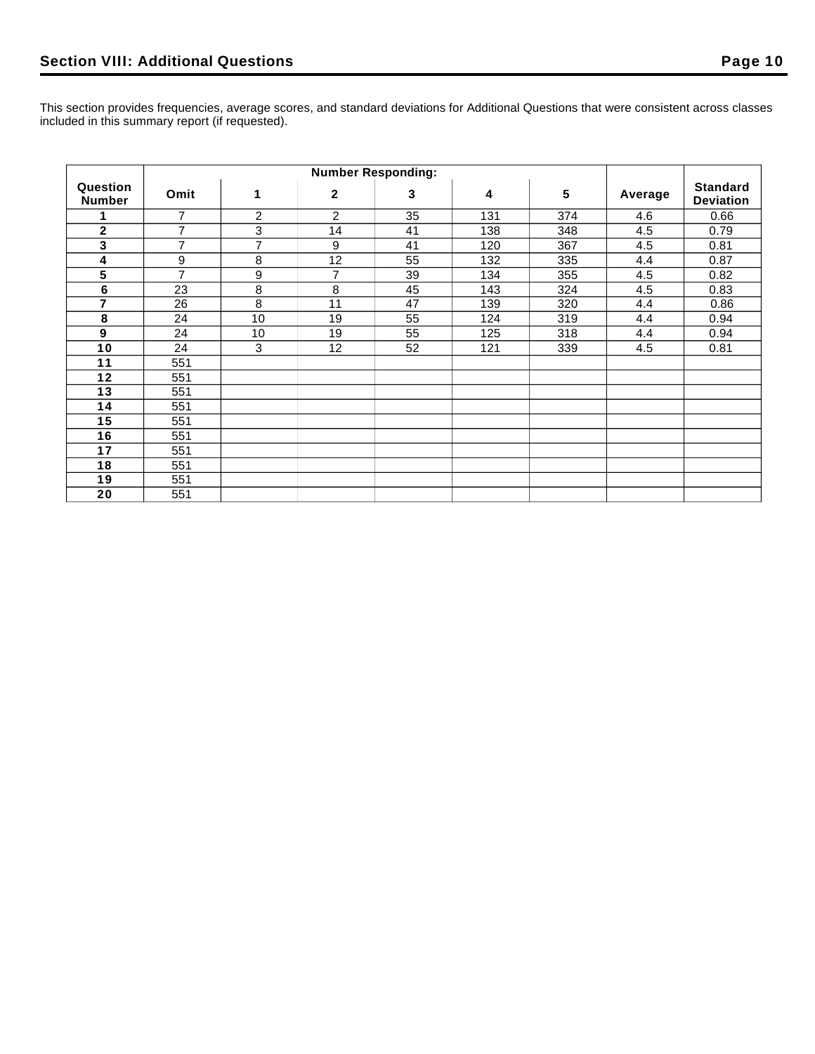## Section VIII: Additional Questions

This section provides frequencies, average scores, and standard deviations for Additional Questions that were consistent across classes included in this summary report (if requested).

| Question Number | Number Responding: | | | | | | Average | Standard Deviation |
|---|---|---|---|---|---|---|---|---|
| | Omit | 1 | 2 | 3 | 4 | 5 | | |
| 1 | 7 | 2 | 2 | 35 | 131 | 374 | 4.6 | 0.66 |
| 2 | 7 | 3 | 14 | 41 | 138 | 348 | 4.5 | 0.79 |
| 3 | 7 | 7 | 9 | 41 | 120 | 367 | 4.5 | 0.81 |
| 4 | 9 | 8 | 12 | 55 | 132 | 335 | 4.4 | 0.87 |
| 5 | 7 | 9 | 7 | 39 | 134 | 355 | 4.5 | 0.82 |
| 6 | 23 | 8 | 8 | 45 | 143 | 324 | 4.5 | 0.83 |
| 7 | 26 | 8 | 11 | 47 | 139 | 320 | 4.4 | 0.86 |
| 8 | 24 | 10 | 19 | 55 | 124 | 319 | 4.4 | 0.94 |
| 9 | 24 | 10 | 19 | 55 | 125 | 318 | 4.4 | 0.94 |
| 10 | 24 | 3 | 12 | 52 | 121 | 339 | 4.5 | 0.81 |
| 11 | 551 | | | | | | | |
| 12 | 551 | | | | | | | |
| 13 | 551 | | | | | | | |
| 14 | 551 | | | | | | | |
| 15 | 551 | | | | | | | |
| 16 | 551 | | | | | | | |
| 17 | 551 | | | | | | | |
| 18 | 551 | | | | | | | |
| 19 | 551 | | | | | | | |
| 20 | 551 | | | | | | | |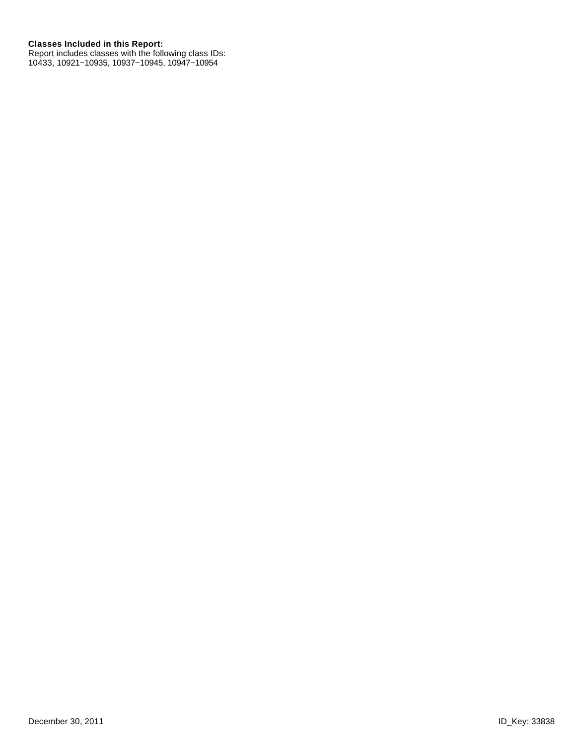**Classes Included in this Report:**

Report includes classes with the following class IDs:
10433, 10921−10935, 10937−10945, 10947−10954